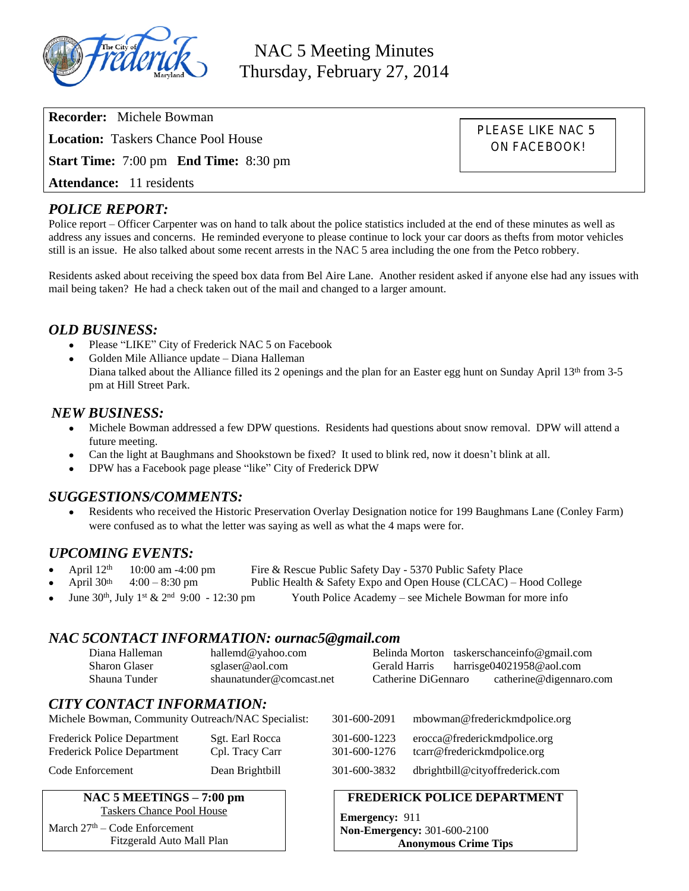# NAC 5 Meeting Minutes
## Thursday, February 27, 2014

**Recorder:** Michele Bowman

**Location:** Taskers Chance Pool House

**Start Time:** 7:00 pm **End Time:** 8:30 pm

**Attendance:** 11 residents

PLEASE LIKE NAC 5 ON FACEBOOK!

## *POLICE REPORT:*

Police report – Officer Carpenter was on hand to talk about the police statistics included at the end of these minutes as well as address any issues and concerns. He reminded everyone to please continue to lock your car doors as thefts from motor vehicles still is an issue. He also talked about some recent arrests in the NAC 5 area including the one from the Petco robbery.

Residents asked about receiving the speed box data from Bel Aire Lane. Another resident asked if anyone else had any issues with mail being taken? He had a check taken out of the mail and changed to a larger amount.

## *OLD BUSINESS:*

- Please "LIKE" City of Frederick NAC 5 on Facebook
- Golden Mile Alliance update – Diana Halleman
  Diana talked about the Alliance filled its 2 openings and the plan for an Easter egg hunt on Sunday April 13th from 3-5 pm at Hill Street Park.

## *NEW BUSINESS:*

- Michele Bowman addressed a few DPW questions. Residents had questions about snow removal. DPW will attend a future meeting.
- Can the light at Baughmans and Shookstown be fixed? It used to blink red, now it doesn't blink at all.
- DPW has a Facebook page please "like" City of Frederick DPW

## *SUGGESTIONS/COMMENTS:*

- Residents who received the Historic Preservation Overlay Designation notice for 199 Baughmans Lane (Conley Farm) were confused as to what the letter was saying as well as what the 4 maps were for.

## *UPCOMING EVENTS:*

- April 12th 10:00 am -4:00 pm — Fire & Rescue Public Safety Day - 5370 Public Safety Place
- April 30th 4:00 – 8:30 pm — Public Health & Safety Expo and Open House (CLCAC) – Hood College
- June 30th, July 1st & 2nd 9:00 - 12:30 pm — Youth Police Academy – see Michele Bowman for more info

## *NAC 5CONTACT INFORMATION: ournac5@gmail.com*

| | | | |
|---|---|---|---|
| Diana Halleman | hallemd@yahoo.com | Belinda Morton | taskerschanceinfo@gmail.com |
| Sharon Glaser | sglaser@aol.com | Gerald Harris | harrisge04021958@aol.com |
| Shauna Tunder | shaunatunder@comcast.net | Catherine DiGennaro | catherine@digennaro.com |

## *CITY CONTACT INFORMATION:*

| | | | |
|---|---|---|---|
| Michele Bowman, Community Outreach/NAC Specialist: | | 301-600-2091 | mbowman@frederickmdpolice.org |
| Frederick Police Department | Sgt. Earl Rocca | 301-600-1223 | erocca@frederickmdpolice.org |
| Frederick Police Department | Cpl. Tracy Carr | 301-600-1276 | tcarr@frederickmdpolice.org |
| Code Enforcement | Dean Brightbill | 301-600-3832 | dbrightbill@cityoffrederick.com |

**NAC 5 MEETINGS – 7:00 pm**
Taskers Chance Pool House

March 27th – Code Enforcement
Fitzgerald Auto Mall Plan

**FREDERICK POLICE DEPARTMENT**

**Emergency:** 911
**Non-Emergency:** 301-600-2100
**Anonymous Crime Tips**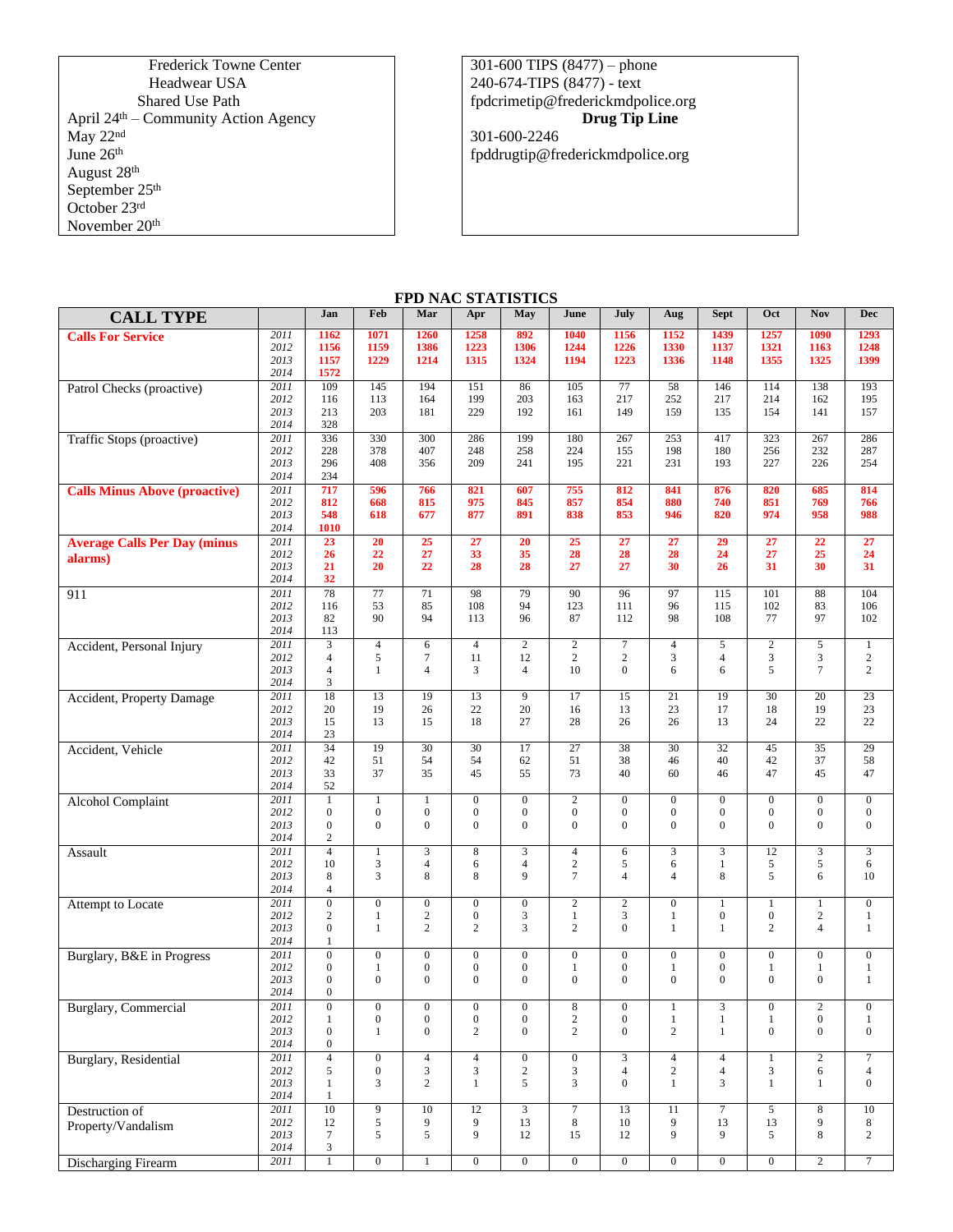Frederick Towne Center
Headwear USA
Shared Use Path
April 24th – Community Action Agency
May 22nd
June 26th
August 28th
September 25th
October 23rd
November 20th

301-600 TIPS (8477) – phone
240-674-TIPS (8477) - text
fpdcrimetip@frederickmdpolice.org
**Drug Tip Line**
301-600-2246
fpddrugtip@frederickmdpolice.org

## FPD NAC STATISTICS

| CALL TYPE | | Jan | Feb | Mar | Apr | May | June | July | Aug | Sept | Oct | Nov | Dec |
|---|---|---|---|---|---|---|---|---|---|---|---|---|---|
| **Calls For Service** | *2011* | **1162** | **1071** | **1260** | **1258** | **892** | **1040** | **1156** | **1152** | **1439** | **1257** | **1090** | **1293** |
| | *2012* | **1156** | **1159** | **1386** | **1223** | **1306** | **1244** | **1226** | **1330** | **1137** | **1321** | **1163** | **1248** |
| | *2013* | **1157** | **1229** | **1214** | **1315** | **1324** | **1194** | **1223** | **1336** | **1148** | **1355** | **1325** | **1399** |
| | *2014* | **1572** | | | | | | | | | | | |
| Patrol Checks (proactive) | *2011* | 109 | 145 | 194 | 151 | 86 | 105 | 77 | 58 | 146 | 114 | 138 | 193 |
| | *2012* | 116 | 113 | 164 | 199 | 203 | 163 | 217 | 252 | 217 | 214 | 162 | 195 |
| | *2013* | 213 | 203 | 181 | 229 | 192 | 161 | 149 | 159 | 135 | 154 | 141 | 157 |
| | *2014* | 328 | | | | | | | | | | | |
| Traffic Stops (proactive) | *2011* | 336 | 330 | 300 | 286 | 199 | 180 | 267 | 253 | 417 | 323 | 267 | 286 |
| | *2012* | 228 | 378 | 407 | 248 | 258 | 224 | 155 | 198 | 180 | 256 | 232 | 287 |
| | *2013* | 296 | 408 | 356 | 209 | 241 | 195 | 221 | 231 | 193 | 227 | 226 | 254 |
| | *2014* | 234 | | | | | | | | | | | |
| **Calls Minus Above (proactive)** | *2011* | **717** | **596** | **766** | **821** | **607** | **755** | **812** | **841** | **876** | **820** | **685** | **814** |
| | *2012* | **812** | **668** | **815** | **975** | **845** | **857** | **854** | **880** | **740** | **851** | **769** | **766** |
| | *2013* | **548** | **618** | **677** | **877** | **891** | **838** | **853** | **946** | **820** | **974** | **958** | **988** |
| | *2014* | **1010** | | | | | | | | | | | |
| **Average Calls Per Day (minus alarms)** | *2011* | **23** | **20** | **25** | **27** | **20** | **25** | **27** | **27** | **29** | **27** | **22** | **27** |
| | *2012* | **26** | **22** | **27** | **33** | **35** | **28** | **28** | **28** | **24** | **27** | **25** | **24** |
| | *2013* | **21** | **20** | **22** | **28** | **28** | **27** | **27** | **30** | **26** | **31** | **30** | **31** |
| | *2014* | **32** | | | | | | | | | | | |
| 911 | *2011* | 78 | 77 | 71 | 98 | 79 | 90 | 96 | 97 | 115 | 101 | 88 | 104 |
| | *2012* | 116 | 53 | 85 | 108 | 94 | 123 | 111 | 96 | 115 | 102 | 83 | 106 |
| | *2013* | 82 | 90 | 94 | 113 | 96 | 87 | 112 | 98 | 108 | 77 | 97 | 102 |
| | *2014* | 113 | | | | | | | | | | | |
| Accident, Personal Injury | *2011* | 3 | 4 | 6 | 4 | 2 | 2 | 7 | 4 | 5 | 2 | 5 | 1 |
| | *2012* | 4 | 5 | 7 | 11 | 12 | 2 | 2 | 3 | 4 | 3 | 3 | 2 |
| | *2013* | 4 | 1 | 4 | 3 | 4 | 10 | 0 | 6 | 6 | 5 | 7 | 2 |
| | *2014* | 3 | | | | | | | | | | | |
| Accident, Property Damage | *2011* | 18 | 13 | 19 | 13 | 9 | 17 | 15 | 21 | 19 | 30 | 20 | 23 |
| | *2012* | 20 | 19 | 26 | 22 | 20 | 16 | 13 | 23 | 17 | 18 | 19 | 23 |
| | *2013* | 15 | 13 | 15 | 18 | 27 | 28 | 26 | 26 | 13 | 24 | 22 | 22 |
| | *2014* | 23 | | | | | | | | | | | |
| Accident, Vehicle | *2011* | 34 | 19 | 30 | 30 | 17 | 27 | 38 | 30 | 32 | 45 | 35 | 29 |
| | *2012* | 42 | 51 | 54 | 54 | 62 | 51 | 38 | 46 | 40 | 42 | 37 | 58 |
| | *2013* | 33 | 37 | 35 | 45 | 55 | 73 | 40 | 60 | 46 | 47 | 45 | 47 |
| | *2014* | 52 | | | | | | | | | | | |
| Alcohol Complaint | *2011* | 1 | 1 | 1 | 0 | 0 | 2 | 0 | 0 | 0 | 0 | 0 | 0 |
| | *2012* | 0 | 0 | 0 | 0 | 0 | 0 | 0 | 0 | 0 | 0 | 0 | 0 |
| | *2013* | 0 | 0 | 0 | 0 | 0 | 0 | 0 | 0 | 0 | 0 | 0 | 0 |
| | *2014* | 2 | | | | | | | | | | | |
| Assault | *2011* | 4 | 1 | 3 | 8 | 3 | 4 | 6 | 3 | 3 | 12 | 3 | 3 |
| | *2012* | 10 | 3 | 4 | 6 | 4 | 2 | 5 | 6 | 1 | 5 | 5 | 6 |
| | *2013* | 8 | 3 | 8 | 8 | 9 | 7 | 4 | 4 | 8 | 5 | 6 | 10 |
| | *2014* | 4 | | | | | | | | | | | |
| Attempt to Locate | *2011* | 0 | 0 | 0 | 0 | 0 | 2 | 2 | 0 | 1 | 1 | 1 | 0 |
| | *2012* | 2 | 1 | 2 | 0 | 3 | 1 | 3 | 1 | 0 | 0 | 2 | 1 |
| | *2013* | 0 | 1 | 2 | 2 | 3 | 2 | 0 | 1 | 1 | 2 | 4 | 1 |
| | *2014* | 1 | | | | | | | | | | | |
| Burglary, B&E in Progress | *2011* | 0 | 0 | 0 | 0 | 0 | 0 | 0 | 0 | 0 | 0 | 0 | 0 |
| | *2012* | 0 | 1 | 0 | 0 | 0 | 1 | 0 | 1 | 0 | 1 | 1 | 1 |
| | *2013* | 0 | 0 | 0 | 0 | 0 | 0 | 0 | 0 | 0 | 0 | 0 | 1 |
| | *2014* | 0 | | | | | | | | | | | |
| Burglary, Commercial | *2011* | 0 | 0 | 0 | 0 | 0 | 8 | 0 | 1 | 3 | 0 | 2 | 0 |
| | *2012* | 1 | 0 | 0 | 0 | 0 | 2 | 0 | 1 | 1 | 1 | 0 | 1 |
| | *2013* | 0 | 1 | 0 | 2 | 0 | 2 | 0 | 2 | 1 | 0 | 0 | 0 |
| | *2014* | 0 | | | | | | | | | | | |
| Burglary, Residential | *2011* | 4 | 0 | 4 | 4 | 0 | 0 | 3 | 4 | 4 | 1 | 2 | 7 |
| | *2012* | 5 | 0 | 3 | 3 | 2 | 3 | 4 | 2 | 4 | 3 | 6 | 4 |
| | *2013* | 1 | 3 | 2 | 1 | 5 | 3 | 0 | 1 | 3 | 1 | 1 | 0 |
| | *2014* | 1 | | | | | | | | | | | |
| Destruction of Property/Vandalism | *2011* | 10 | 9 | 10 | 12 | 3 | 7 | 13 | 11 | 7 | 5 | 8 | 10 |
| | *2012* | 12 | 5 | 9 | 9 | 13 | 8 | 10 | 9 | 13 | 13 | 9 | 8 |
| | *2013* | 7 | 5 | 5 | 9 | 12 | 15 | 12 | 9 | 9 | 5 | 8 | 2 |
| | *2014* | 3 | | | | | | | | | | | |
| Discharging Firearm | *2011* | 1 | 0 | 1 | 0 | 0 | 0 | 0 | 0 | 0 | 0 | 2 | 7 |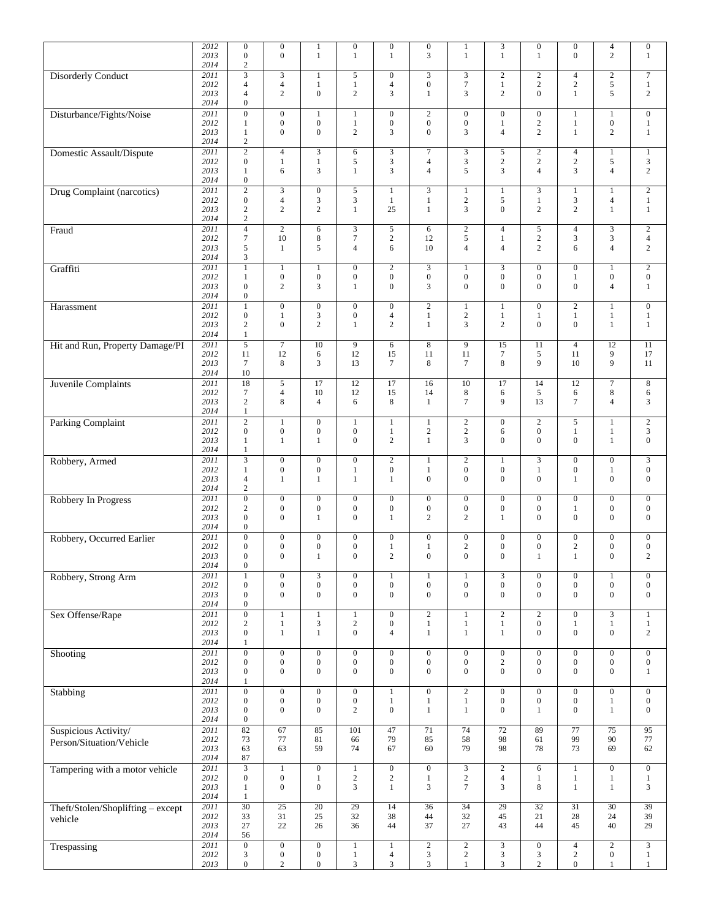| | | | | | | | | | | | | | |
|---|---|---|---|---|---|---|---|---|---|---|---|---|---|
| | 2012 | 0 | 0 | 1 | 0 | 0 | 0 | 1 | 3 | 0 | 0 | 4 | 0 |
| | 2013 | 0 | 0 | 1 | 1 | 1 | 3 | 1 | 1 | 1 | 0 | 2 | 1 |
| | 2014 | 2 | | | | | | | | | | | |
| Disorderly Conduct | 2011 | 3 | 3 | 1 | 5 | 0 | 3 | 3 | 2 | 2 | 4 | 2 | 7 |
| | 2012 | 4 | 4 | 1 | 1 | 4 | 0 | 7 | 1 | 2 | 2 | 5 | 1 |
| | 2013 | 4 | 2 | 0 | 2 | 3 | 1 | 3 | 2 | 0 | 1 | 5 | 2 |
| | 2014 | 0 | | | | | | | | | | | |
| Disturbance/Fights/Noise | 2011 | 0 | 0 | 1 | 1 | 0 | 2 | 0 | 0 | 0 | 1 | 1 | 0 |
| | 2012 | 1 | 0 | 0 | 1 | 0 | 0 | 0 | 1 | 2 | 1 | 0 | 1 |
| | 2013 | 1 | 0 | 0 | 2 | 3 | 0 | 3 | 4 | 2 | 1 | 2 | 1 |
| | 2014 | 2 | | | | | | | | | | | |
| Domestic Assault/Dispute | 2011 | 2 | 4 | 3 | 6 | 3 | 7 | 3 | 5 | 2 | 4 | 1 | 1 |
| | 2012 | 0 | 1 | 1 | 5 | 3 | 4 | 3 | 2 | 2 | 2 | 5 | 3 |
| | 2013 | 1 | 6 | 3 | 1 | 3 | 4 | 5 | 3 | 4 | 3 | 4 | 2 |
| | 2014 | 0 | | | | | | | | | | | |
| Drug Complaint (narcotics) | 2011 | 2 | 3 | 0 | 5 | 1 | 3 | 1 | 1 | 3 | 1 | 1 | 2 |
| | 2012 | 0 | 4 | 3 | 3 | 1 | 1 | 2 | 5 | 1 | 3 | 4 | 1 |
| | 2013 | 2 | 2 | 2 | 1 | 25 | 1 | 3 | 0 | 2 | 2 | 1 | 1 |
| | 2014 | 2 | | | | | | | | | | | |
| Fraud | 2011 | 4 | 2 | 6 | 3 | 5 | 6 | 2 | 4 | 5 | 4 | 3 | 2 |
| | 2012 | 7 | 10 | 8 | 7 | 2 | 12 | 5 | 1 | 2 | 3 | 3 | 4 |
| | 2013 | 5 | 1 | 5 | 4 | 6 | 10 | 4 | 4 | 2 | 6 | 4 | 2 |
| | 2014 | 3 | | | | | | | | | | | |
| Graffiti | 2011 | 1 | 1 | 1 | 0 | 2 | 3 | 1 | 3 | 0 | 0 | 1 | 2 |
| | 2012 | 1 | 0 | 0 | 0 | 0 | 0 | 0 | 0 | 0 | 1 | 0 | 0 |
| | 2013 | 0 | 2 | 3 | 1 | 0 | 3 | 0 | 0 | 0 | 0 | 4 | 1 |
| | 2014 | 0 | | | | | | | | | | | |
| Harassment | 2011 | 1 | 0 | 0 | 0 | 0 | 2 | 1 | 1 | 0 | 2 | 1 | 0 |
| | 2012 | 0 | 1 | 3 | 0 | 4 | 1 | 2 | 1 | 1 | 1 | 1 | 1 |
| | 2013 | 2 | 0 | 2 | 1 | 2 | 1 | 3 | 2 | 0 | 0 | 1 | 1 |
| | 2014 | 1 | | | | | | | | | | | |
| Hit and Run, Property Damage/PI | 2011 | 5 | 7 | 10 | 9 | 6 | 8 | 9 | 15 | 11 | 4 | 12 | 11 |
| | 2012 | 11 | 12 | 6 | 12 | 15 | 11 | 11 | 7 | 5 | 11 | 9 | 17 |
| | 2013 | 7 | 8 | 3 | 13 | 7 | 8 | 7 | 8 | 9 | 10 | 9 | 11 |
| | 2014 | 10 | | | | | | | | | | | |
| Juvenile Complaints | 2011 | 18 | 5 | 17 | 12 | 17 | 16 | 10 | 17 | 14 | 12 | 7 | 8 |
| | 2012 | 7 | 4 | 10 | 12 | 15 | 14 | 8 | 6 | 5 | 6 | 8 | 6 |
| | 2013 | 2 | 8 | 4 | 6 | 8 | 1 | 7 | 9 | 13 | 7 | 4 | 3 |
| | 2014 | 1 | | | | | | | | | | | |
| Parking Complaint | 2011 | 2 | 1 | 0 | 1 | 1 | 1 | 2 | 0 | 2 | 5 | 1 | 2 |
| | 2012 | 0 | 0 | 0 | 0 | 1 | 2 | 2 | 6 | 0 | 1 | 1 | 3 |
| | 2013 | 1 | 1 | 1 | 0 | 2 | 1 | 3 | 0 | 0 | 0 | 1 | 0 |
| | 2014 | 1 | | | | | | | | | | | |
| Robbery, Armed | 2011 | 3 | 0 | 0 | 0 | 2 | 1 | 2 | 1 | 3 | 0 | 0 | 3 |
| | 2012 | 1 | 0 | 0 | 1 | 0 | 1 | 0 | 0 | 1 | 0 | 1 | 0 |
| | 2013 | 4 | 1 | 1 | 1 | 1 | 0 | 0 | 0 | 0 | 1 | 0 | 0 |
| | 2014 | 2 | | | | | | | | | | | |
| Robbery In Progress | 2011 | 0 | 0 | 0 | 0 | 0 | 0 | 0 | 0 | 0 | 0 | 0 | 0 |
| | 2012 | 2 | 0 | 0 | 0 | 0 | 0 | 0 | 0 | 0 | 1 | 0 | 0 |
| | 2013 | 0 | 0 | 1 | 0 | 1 | 2 | 2 | 1 | 0 | 0 | 0 | 0 |
| | 2014 | 0 | | | | | | | | | | | |
| Robbery, Occurred Earlier | 2011 | 0 | 0 | 0 | 0 | 0 | 0 | 0 | 0 | 0 | 0 | 0 | 0 |
| | 2012 | 0 | 0 | 0 | 0 | 1 | 1 | 2 | 0 | 0 | 2 | 0 | 0 |
| | 2013 | 0 | 0 | 1 | 0 | 2 | 0 | 0 | 0 | 1 | 1 | 0 | 2 |
| | 2014 | 0 | | | | | | | | | | | |
| Robbery, Strong Arm | 2011 | 1 | 0 | 3 | 0 | 1 | 1 | 1 | 3 | 0 | 0 | 1 | 0 |
| | 2012 | 0 | 0 | 0 | 0 | 0 | 0 | 0 | 0 | 0 | 0 | 0 | 0 |
| | 2013 | 0 | 0 | 0 | 0 | 0 | 0 | 0 | 0 | 0 | 0 | 0 | 0 |
| | 2014 | 0 | | | | | | | | | | | |
| Sex Offense/Rape | 2011 | 0 | 1 | 1 | 1 | 0 | 2 | 1 | 2 | 2 | 0 | 3 | 1 |
| | 2012 | 2 | 1 | 3 | 2 | 0 | 1 | 1 | 1 | 0 | 1 | 1 | 1 |
| | 2013 | 0 | 1 | 1 | 0 | 4 | 1 | 1 | 1 | 0 | 0 | 0 | 2 |
| | 2014 | 1 | | | | | | | | | | | |
| Shooting | 2011 | 0 | 0 | 0 | 0 | 0 | 0 | 0 | 0 | 0 | 0 | 0 | 0 |
| | 2012 | 0 | 0 | 0 | 0 | 0 | 0 | 0 | 2 | 0 | 0 | 0 | 0 |
| | 2013 | 0 | 0 | 0 | 0 | 0 | 0 | 0 | 0 | 0 | 0 | 0 | 1 |
| | 2014 | 1 | | | | | | | | | | | |
| Stabbing | 2011 | 0 | 0 | 0 | 0 | 1 | 0 | 2 | 0 | 0 | 0 | 0 | 0 |
| | 2012 | 0 | 0 | 0 | 0 | 1 | 1 | 1 | 0 | 0 | 0 | 1 | 0 |
| | 2013 | 0 | 0 | 0 | 2 | 0 | 1 | 1 | 0 | 1 | 0 | 1 | 0 |
| | 2014 | 0 | | | | | | | | | | | |
| Suspicious Activity/ Person/Situation/Vehicle | 2011 | 82 | 67 | 85 | 101 | 47 | 71 | 74 | 72 | 89 | 77 | 75 | 95 |
| | 2012 | 73 | 77 | 81 | 66 | 79 | 85 | 58 | 98 | 61 | 99 | 90 | 77 |
| | 2013 | 63 | 63 | 59 | 74 | 67 | 60 | 79 | 98 | 78 | 73 | 69 | 62 |
| | 2014 | 87 | | | | | | | | | | | |
| Tampering with a motor vehicle | 2011 | 3 | 1 | 0 | 1 | 0 | 0 | 3 | 2 | 6 | 1 | 0 | 0 |
| | 2012 | 0 | 0 | 1 | 2 | 2 | 1 | 2 | 4 | 1 | 1 | 1 | 1 |
| | 2013 | 1 | 0 | 0 | 3 | 1 | 3 | 7 | 3 | 8 | 1 | 1 | 3 |
| | 2014 | 1 | | | | | | | | | | | |
| Theft/Stolen/Shoplifting – except vehicle | 2011 | 30 | 25 | 20 | 29 | 14 | 36 | 34 | 29 | 32 | 31 | 30 | 39 |
| | 2012 | 33 | 31 | 25 | 32 | 38 | 44 | 32 | 45 | 21 | 28 | 24 | 39 |
| | 2013 | 27 | 22 | 26 | 36 | 44 | 37 | 27 | 43 | 44 | 45 | 40 | 29 |
| | 2014 | 56 | | | | | | | | | | | |
| Trespassing | 2011 | 0 | 0 | 0 | 1 | 1 | 2 | 2 | 3 | 0 | 4 | 2 | 3 |
| | 2012 | 3 | 0 | 0 | 1 | 4 | 3 | 2 | 3 | 3 | 2 | 0 | 1 |
| | 2013 | 0 | 2 | 0 | 3 | 3 | 3 | 1 | 3 | 2 | 0 | 1 | 1 |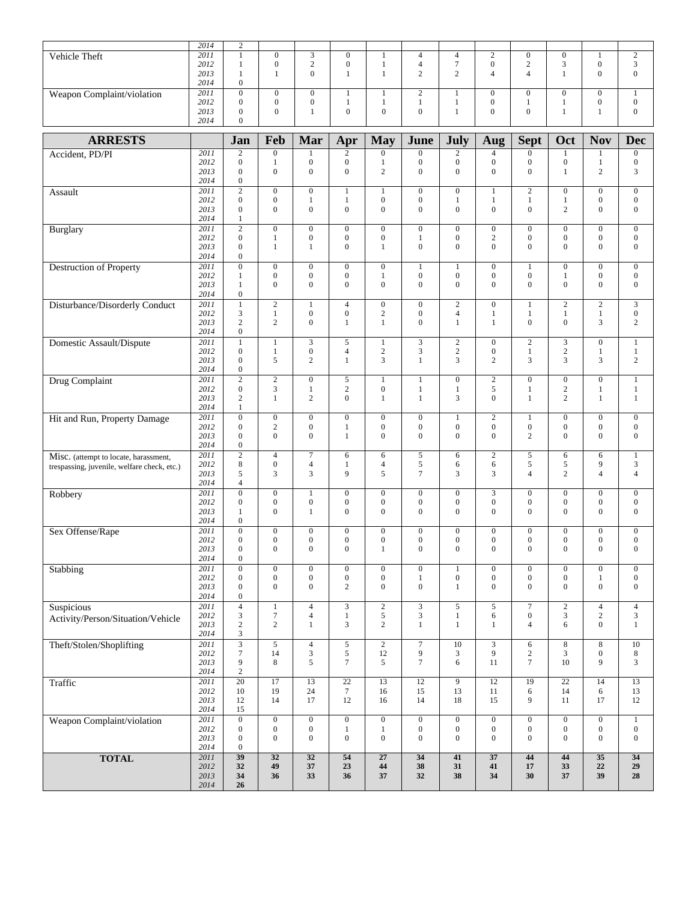| | | | | | | | | | | | | | |
|---|---|---|---|---|---|---|---|---|---|---|---|---|---|
| | 2014 | 2 | | | | | | | | | | | |
| Vehicle Theft | 2011 | 1 | 0 | 3 | 0 | 1 | 4 | 4 | 2 | 0 | 0 | 1 | 2 |
| | 2012 | 1 | 0 | 2 | 0 | 1 | 4 | 7 | 0 | 2 | 3 | 0 | 3 |
| | 2013 | 1 | 1 | 0 | 1 | 1 | 2 | 2 | 4 | 4 | 1 | 0 | 0 |
| | 2014 | 0 | | | | | | | | | | | |
| Weapon Complaint/violation | 2011 | 0 | 0 | 0 | 1 | 1 | 2 | 1 | 0 | 0 | 0 | 0 | 1 |
| | 2012 | 0 | 0 | 0 | 1 | 1 | 1 | 1 | 0 | 1 | 1 | 0 | 0 |
| | 2013 | 0 | 0 | 1 | 0 | 0 | 0 | 1 | 0 | 0 | 1 | 1 | 0 |
| | 2014 | 0 | | | | | | | | | | | |

| ARRESTS | | Jan | Feb | Mar | Apr | May | June | July | Aug | Sept | Oct | Nov | Dec |
|---|---|---|---|---|---|---|---|---|---|---|---|---|---|
| Accident, PD/PI | 2011 | 2 | 0 | 1 | 2 | 0 | 0 | 2 | 4 | 0 | 1 | 1 | 0 |
| | 2012 | 0 | 1 | 0 | 0 | 1 | 0 | 0 | 0 | 0 | 0 | 1 | 0 |
| | 2013 | 0 | 0 | 0 | 0 | 2 | 0 | 0 | 0 | 0 | 1 | 2 | 3 |
| | 2014 | 0 | | | | | | | | | | | |
| Assault | 2011 | 2 | 0 | 0 | 1 | 1 | 0 | 0 | 1 | 2 | 0 | 0 | 0 |
| | 2012 | 0 | 0 | 1 | 1 | 0 | 0 | 1 | 1 | 1 | 1 | 0 | 0 |
| | 2013 | 0 | 0 | 0 | 0 | 0 | 0 | 0 | 0 | 0 | 2 | 0 | 0 |
| | 2014 | 1 | | | | | | | | | | | |
| Burglary | 2011 | 2 | 0 | 0 | 0 | 0 | 0 | 0 | 0 | 0 | 0 | 0 | 0 |
| | 2012 | 0 | 1 | 0 | 0 | 0 | 1 | 0 | 2 | 0 | 0 | 0 | 0 |
| | 2013 | 0 | 1 | 1 | 0 | 1 | 0 | 0 | 0 | 0 | 0 | 0 | 0 |
| | 2014 | 0 | | | | | | | | | | | |
| Destruction of Property | 2011 | 0 | 0 | 0 | 0 | 0 | 1 | 1 | 0 | 1 | 0 | 0 | 0 |
| | 2012 | 1 | 0 | 0 | 0 | 1 | 0 | 0 | 0 | 0 | 1 | 0 | 0 |
| | 2013 | 1 | 0 | 0 | 0 | 0 | 0 | 0 | 0 | 0 | 0 | 0 | 0 |
| | 2014 | 0 | | | | | | | | | | | |
| Disturbance/Disorderly Conduct | 2011 | 1 | 2 | 1 | 4 | 0 | 0 | 2 | 0 | 1 | 2 | 2 | 3 |
| | 2012 | 3 | 1 | 0 | 0 | 2 | 0 | 4 | 1 | 1 | 1 | 1 | 0 |
| | 2013 | 2 | 2 | 0 | 1 | 1 | 0 | 1 | 1 | 0 | 0 | 3 | 2 |
| | 2014 | 0 | | | | | | | | | | | |
| Domestic Assault/Dispute | 2011 | 1 | 1 | 3 | 5 | 1 | 3 | 2 | 0 | 2 | 3 | 0 | 1 |
| | 2012 | 0 | 1 | 0 | 4 | 2 | 3 | 2 | 0 | 1 | 2 | 1 | 1 |
| | 2013 | 0 | 5 | 2 | 1 | 3 | 1 | 3 | 2 | 3 | 3 | 3 | 2 |
| | 2014 | 0 | | | | | | | | | | | |
| Drug Complaint | 2011 | 2 | 2 | 0 | 5 | 1 | 1 | 0 | 2 | 0 | 0 | 0 | 1 |
| | 2012 | 0 | 3 | 1 | 2 | 0 | 1 | 1 | 5 | 1 | 2 | 1 | 1 |
| | 2013 | 2 | 1 | 2 | 0 | 1 | 1 | 3 | 0 | 1 | 2 | 1 | 1 |
| | 2014 | 1 | | | | | | | | | | | |
| Hit and Run, Property Damage | 2011 | 0 | 0 | 0 | 0 | 0 | 0 | 1 | 2 | 1 | 0 | 0 | 0 |
| | 2012 | 0 | 2 | 0 | 1 | 0 | 0 | 0 | 0 | 0 | 0 | 0 | 0 |
| | 2013 | 0 | 0 | 0 | 1 | 0 | 0 | 0 | 0 | 2 | 0 | 0 | 0 |
| | 2014 | 0 | | | | | | | | | | | |
| Misc. (attempt to locate, harassment, trespassing, juvenile, welfare check, etc.) | 2011 | 2 | 4 | 7 | 6 | 6 | 5 | 6 | 2 | 5 | 6 | 6 | 1 |
| | 2012 | 8 | 0 | 4 | 1 | 4 | 5 | 6 | 6 | 5 | 5 | 9 | 3 |
| | 2013 | 5 | 3 | 3 | 9 | 5 | 7 | 3 | 3 | 4 | 2 | 4 | 4 |
| | 2014 | 4 | | | | | | | | | | | |
| Robbery | 2011 | 0 | 0 | 1 | 0 | 0 | 0 | 0 | 3 | 0 | 0 | 0 | 0 |
| | 2012 | 0 | 0 | 0 | 0 | 0 | 0 | 0 | 0 | 0 | 0 | 0 | 0 |
| | 2013 | 1 | 0 | 1 | 0 | 0 | 0 | 0 | 0 | 0 | 0 | 0 | 0 |
| | 2014 | 0 | | | | | | | | | | | |
| Sex Offense/Rape | 2011 | 0 | 0 | 0 | 0 | 0 | 0 | 0 | 0 | 0 | 0 | 0 | 0 |
| | 2012 | 0 | 0 | 0 | 0 | 0 | 0 | 0 | 0 | 0 | 0 | 0 | 0 |
| | 2013 | 0 | 0 | 0 | 0 | 1 | 0 | 0 | 0 | 0 | 0 | 0 | 0 |
| | 2014 | 0 | | | | | | | | | | | |
| Stabbing | 2011 | 0 | 0 | 0 | 0 | 0 | 0 | 1 | 0 | 0 | 0 | 0 | 0 |
| | 2012 | 0 | 0 | 0 | 0 | 0 | 1 | 0 | 0 | 0 | 0 | 1 | 0 |
| | 2013 | 0 | 0 | 0 | 2 | 0 | 0 | 1 | 0 | 0 | 0 | 0 | 0 |
| | 2014 | 0 | | | | | | | | | | | |
| Suspicious Activity/Person/Situation/Vehicle | 2011 | 4 | 1 | 4 | 3 | 2 | 3 | 5 | 5 | 7 | 2 | 4 | 4 |
| | 2012 | 3 | 7 | 4 | 1 | 5 | 3 | 1 | 6 | 0 | 3 | 2 | 3 |
| | 2013 | 2 | 2 | 1 | 3 | 2 | 1 | 1 | 1 | 4 | 6 | 0 | 1 |
| | 2014 | 3 | | | | | | | | | | | |
| Theft/Stolen/Shoplifting | 2011 | 3 | 5 | 4 | 5 | 2 | 7 | 10 | 3 | 6 | 8 | 8 | 10 |
| | 2012 | 7 | 14 | 3 | 5 | 12 | 9 | 3 | 9 | 2 | 3 | 0 | 8 |
| | 2013 | 9 | 8 | 5 | 7 | 5 | 7 | 6 | 11 | 7 | 10 | 9 | 3 |
| | 2014 | 2 | | | | | | | | | | | |
| Traffic | 2011 | 20 | 17 | 13 | 22 | 13 | 12 | 9 | 12 | 19 | 22 | 14 | 13 |
| | 2012 | 10 | 19 | 24 | 7 | 16 | 15 | 13 | 11 | 6 | 14 | 6 | 13 |
| | 2013 | 12 | 14 | 17 | 12 | 16 | 14 | 18 | 15 | 9 | 11 | 17 | 12 |
| | 2014 | 15 | | | | | | | | | | | |
| Weapon Complaint/violation | 2011 | 0 | 0 | 0 | 0 | 0 | 0 | 0 | 0 | 0 | 0 | 0 | 1 |
| | 2012 | 0 | 0 | 0 | 1 | 1 | 0 | 0 | 0 | 0 | 0 | 0 | 0 |
| | 2013 | 0 | 0 | 0 | 0 | 0 | 0 | 0 | 0 | 0 | 0 | 0 | 0 |
| | 2014 | 0 | | | | | | | | | | | |
| **TOTAL** | 2011 | **39** | **32** | **32** | **54** | **27** | **34** | **41** | **37** | **44** | **44** | **35** | **34** |
| | 2012 | **32** | **49** | **37** | **23** | **44** | **38** | **31** | **41** | **17** | **33** | **22** | **29** |
| | 2013 | **34** | **36** | **33** | **36** | **37** | **32** | **38** | **34** | **30** | **37** | **39** | **28** |
| | 2014 | **26** | | | | | | | | | | | |